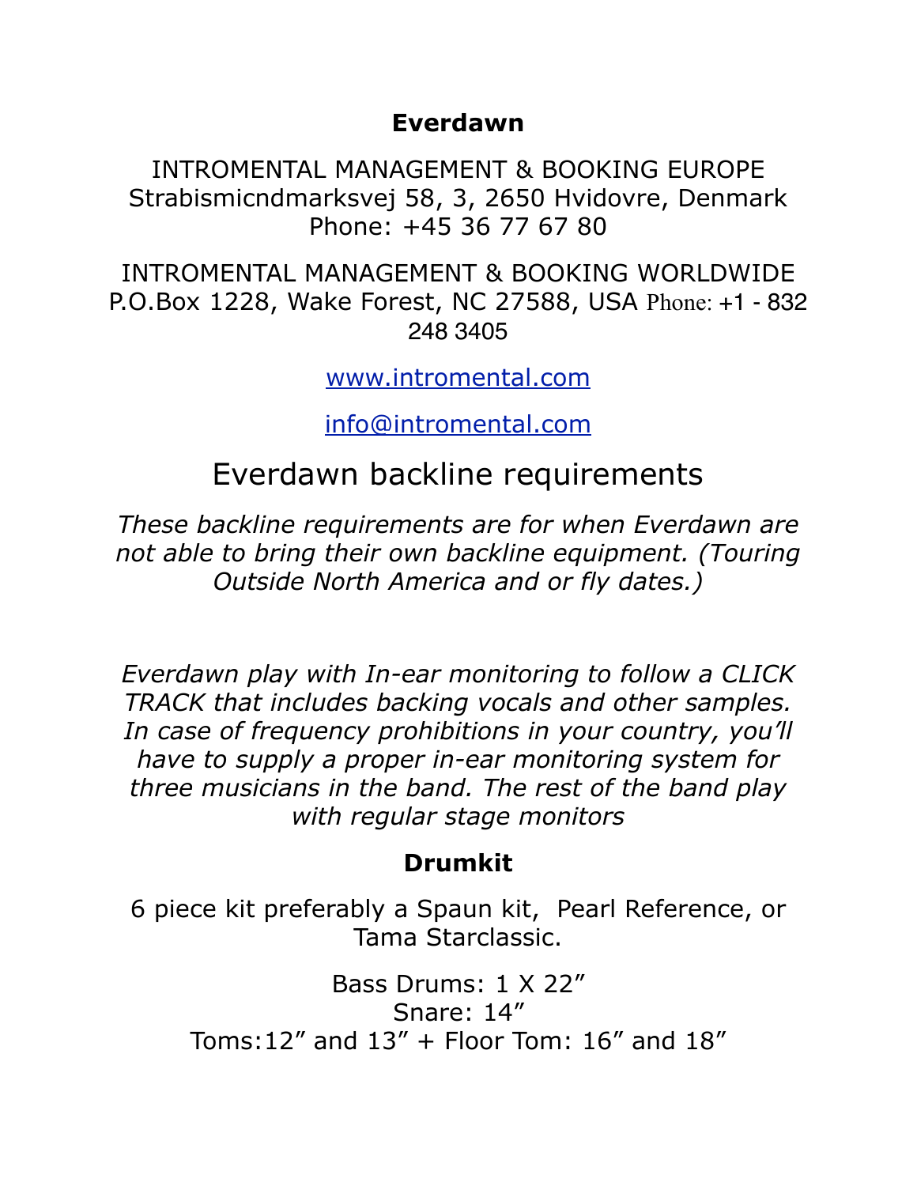**Everdawn**

INTROMENTAL MANAGEMENT & BOOKING EUROPE
Strabismicndmarksvej 58, 3, 2650 Hvidovre, Denmark
Phone: +45 36 77 67 80

INTROMENTAL MANAGEMENT & BOOKING WORLDWIDE
P.O.Box 1228, Wake Forest, NC 27588, USA Phone: +1 - 832 248 3405

www.intromental.com

info@intromental.com

# Everdawn backline requirements

*These backline requirements are for when Everdawn are not able to bring their own backline equipment. (Touring Outside North America and or fly dates.)*

*Everdawn play with In-ear monitoring to follow a CLICK TRACK that includes backing vocals and other samples. In case of frequency prohibitions in your country, you'll have to supply a proper in-ear monitoring system for three musicians in the band. The rest of the band play with regular stage monitors*

## Drumkit

6 piece kit preferably a Spaun kit, Pearl Reference, or Tama Starclassic.

Bass Drums: 1 X 22"
Snare: 14"
Toms:12" and 13" + Floor Tom: 16" and 18"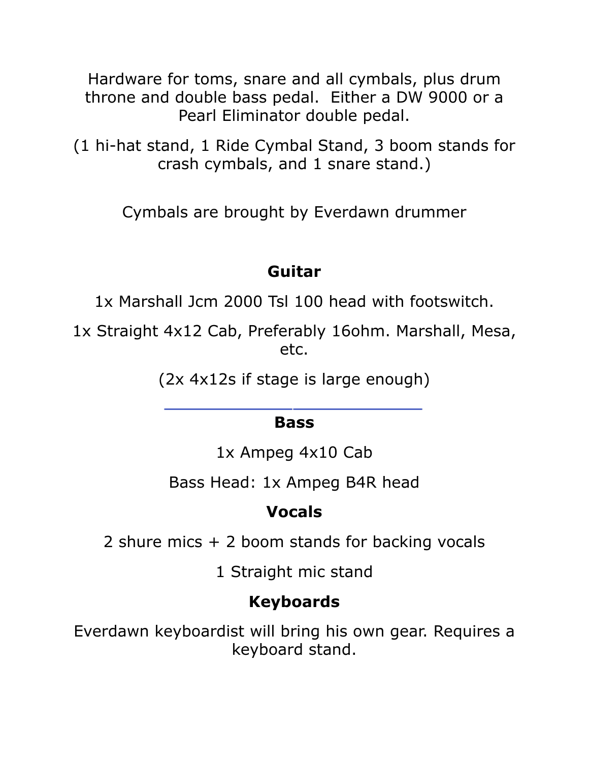Hardware for toms, snare and all cymbals, plus drum throne and double bass pedal.  Either a DW 9000 or a Pearl Eliminator double pedal.

(1 hi-hat stand, 1 Ride Cymbal Stand, 3 boom stands for crash cymbals, and 1 snare stand.)

Cymbals are brought by Everdawn drummer

## Guitar

1x Marshall Jcm 2000 Tsl 100 head with footswitch.

1x Straight 4x12 Cab, Preferably 16ohm. Marshall, Mesa, etc.

(2x 4x12s if stage is large enough)

---

## Bass

1x Ampeg 4x10 Cab

Bass Head: 1x Ampeg B4R head

## Vocals

2 shure mics + 2 boom stands for backing vocals

1 Straight mic stand

## Keyboards

Everdawn keyboardist will bring his own gear. Requires a keyboard stand.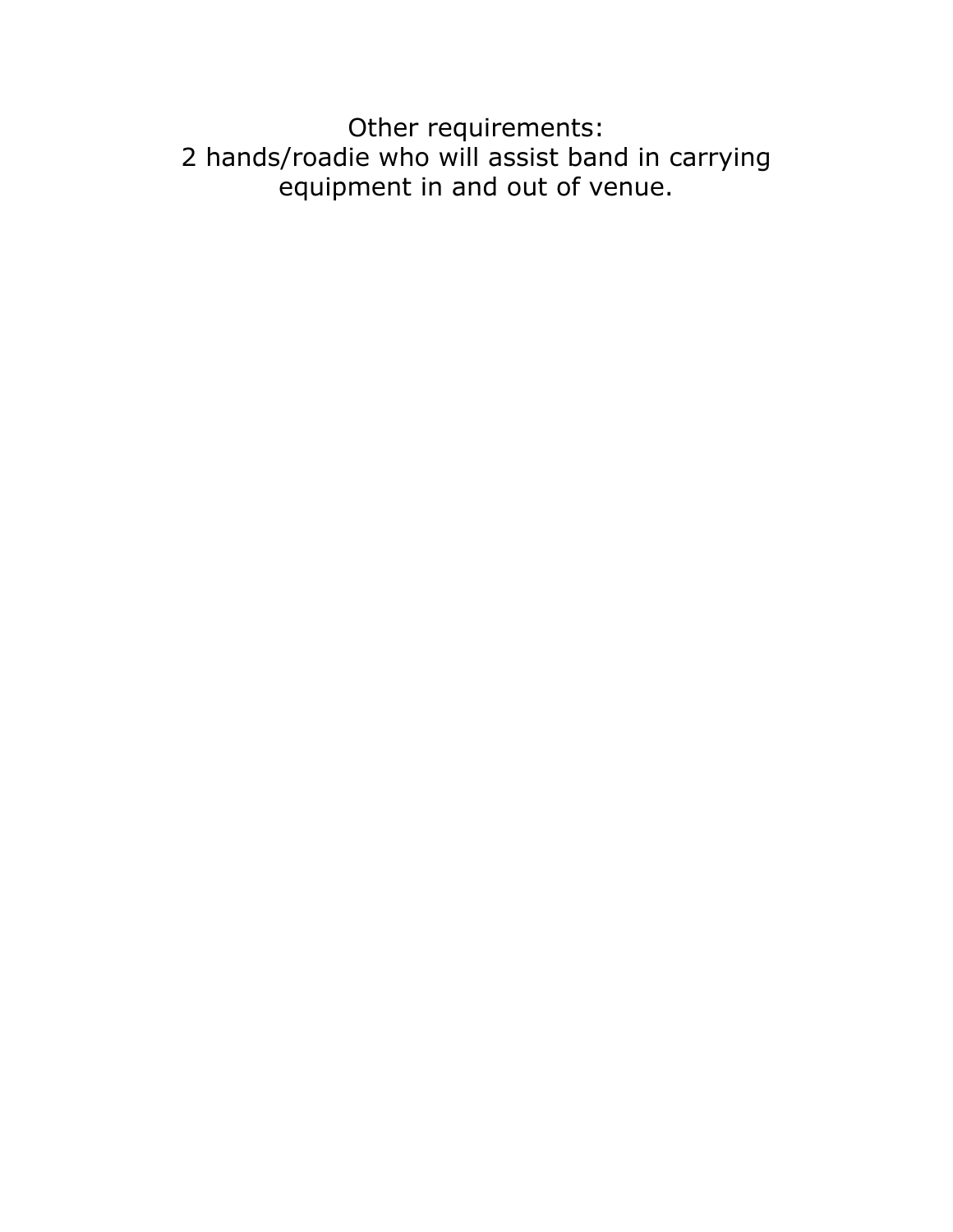Other requirements:
2 hands/roadie who will assist band in carrying equipment in and out of venue.